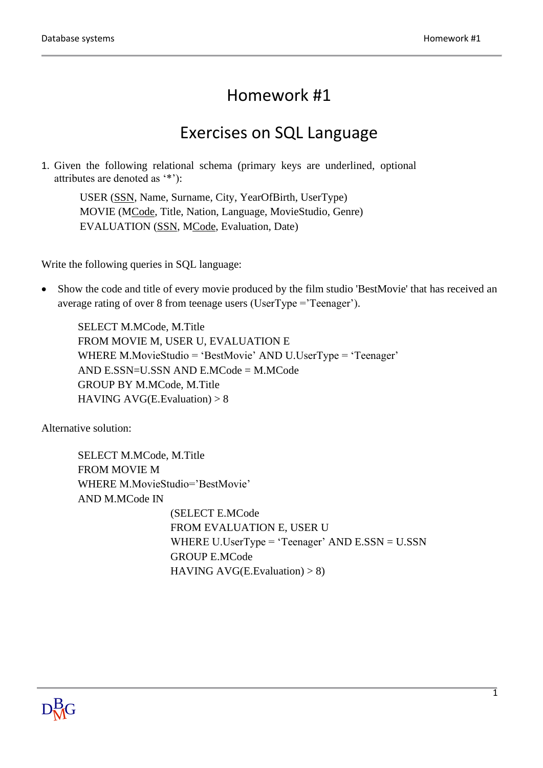# Homework #1

# Exercises on SQL Language

1. Given the following relational schema (primary keys are underlined, optional attributes are denoted as '*'):

   USER (<u>SSN</u>, Name, Surname, City, YearOfBirth, UserType)
   MOVIE (M<u>Code</u>, Title, Nation, Language, MovieStudio, Genre)
   EVALUATION (<u>SSN</u>, M<u>Code</u>, Evaluation, Date)

Write the following queries in SQL language:

- Show the code and title of every movie produced by the film studio 'BestMovie' that has received an average rating of over 8 from teenage users (UserType ='Teenager').

```
SELECT M.MCode, M.Title
FROM MOVIE M, USER U, EVALUATION E
WHERE M.MovieStudio = 'BestMovie' AND U.UserType = 'Teenager'
AND E.SSN=U.SSN AND E.MCode = M.MCode
GROUP BY M.MCode, M.Title
HAVING AVG(E.Evaluation) > 8
```

Alternative solution:

```
SELECT M.MCode, M.Title
FROM MOVIE M
WHERE M.MovieStudio='BestMovie'
AND M.MCode IN
            (SELECT E.MCode
            FROM EVALUATION E, USER U
            WHERE U.UserType = 'Teenager' AND E.SSN = U.SSN
            GROUP E.MCode
            HAVING AVG(E.Evaluation) > 8)
```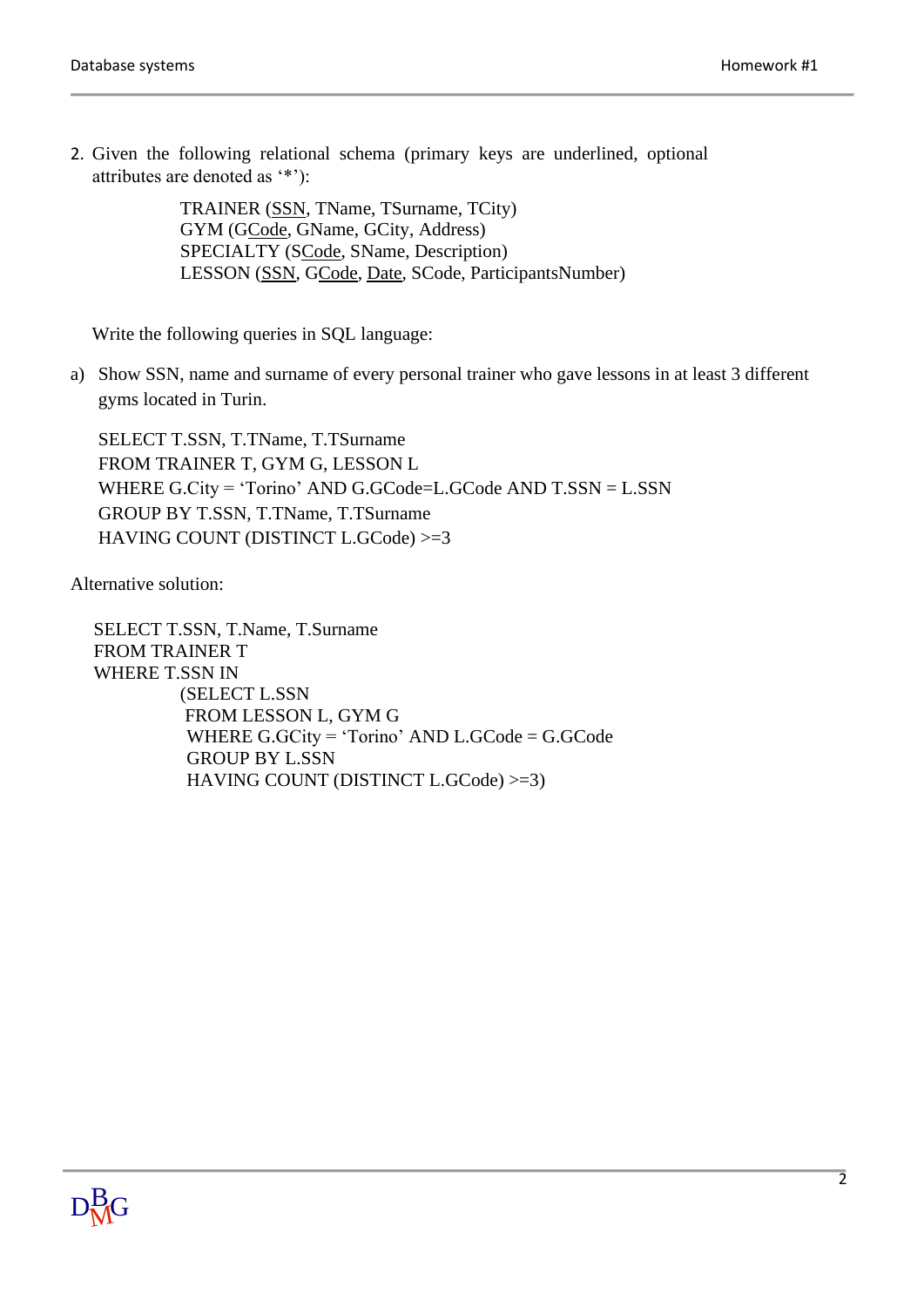2. Given the following relational schema (primary keys are underlined, optional attributes are denoted as '*'):

   TRAINER (<u>SSN</u>, TName, TSurname, TCity)
   GYM (G<u>Code</u>, GName, GCity, Address)
   SPECIALTY (S<u>Code</u>, SName, Description)
   LESSON (<u>SSN</u>, G<u>Code</u>, <u>Date</u>, SCode, ParticipantsNumber)

   Write the following queries in SQL language:

a) Show SSN, name and surname of every personal trainer who gave lessons in at least 3 different gyms located in Turin.

```
SELECT T.SSN, T.TName, T.TSurname
FROM TRAINER T, GYM G, LESSON L
WHERE G.City = 'Torino' AND G.GCode=L.GCode AND T.SSN = L.SSN
GROUP BY T.SSN, T.TName, T.TSurname
HAVING COUNT (DISTINCT L.GCode) >=3
```

Alternative solution:

```
SELECT T.SSN, T.Name, T.Surname
FROM TRAINER T
WHERE T.SSN IN
        (SELECT L.SSN
         FROM LESSON L, GYM G
         WHERE G.GCity = 'Torino' AND L.GCode = G.GCode
         GROUP BY L.SSN
         HAVING COUNT (DISTINCT L.GCode) >=3)
```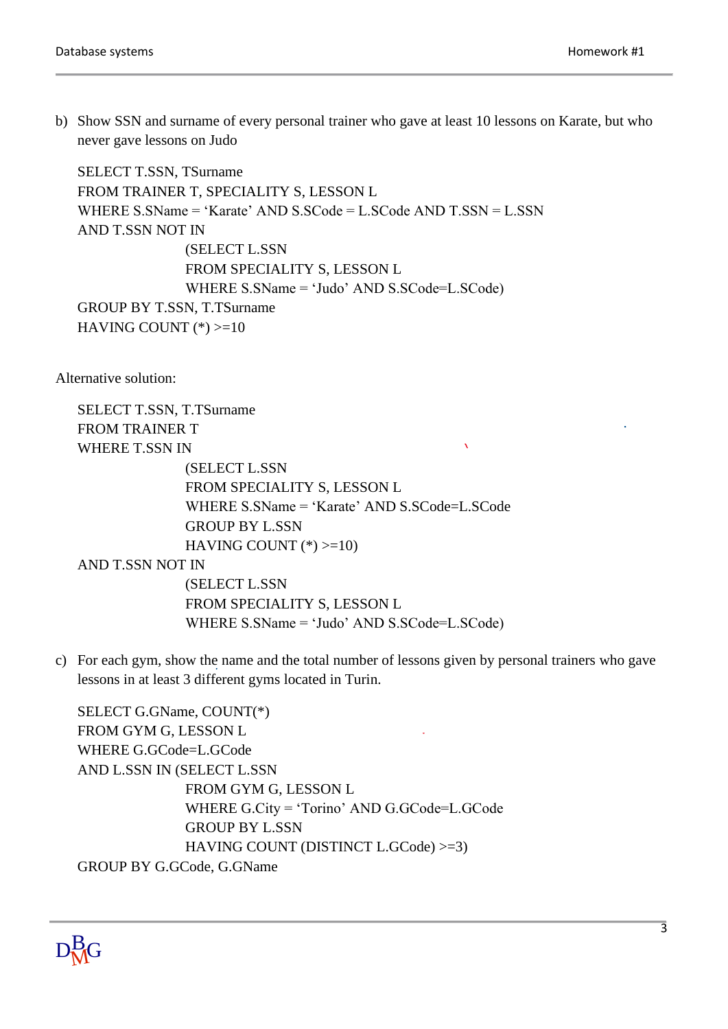b) Show SSN and surname of every personal trainer who gave at least 10 lessons on Karate, but who never gave lessons on Judo

```
SELECT T.SSN, TSurname
FROM TRAINER T, SPECIALITY S, LESSON L
WHERE S.SName = 'Karate' AND S.SCode = L.SCode AND T.SSN = L.SSN
AND T.SSN NOT IN
        (SELECT L.SSN
        FROM SPECIALITY S, LESSON L
        WHERE S.SName = 'Judo' AND S.SCode=L.SCode)
GROUP BY T.SSN, T.TSurname
HAVING COUNT (*) >=10
```

Alternative solution:

```
SELECT T.SSN, T.TSurname
FROM TRAINER T
WHERE T.SSN IN
        (SELECT L.SSN
        FROM SPECIALITY S, LESSON L
        WHERE S.SName = 'Karate' AND S.SCode=L.SCode
        GROUP BY L.SSN
        HAVING COUNT (*) >=10)
AND T.SSN NOT IN
        (SELECT L.SSN
        FROM SPECIALITY S, LESSON L
        WHERE S.SName = 'Judo' AND S.SCode=L.SCode)
```

c) For each gym, show the name and the total number of lessons given by personal trainers who gave lessons in at least 3 different gyms located in Turin.

```
SELECT G.GName, COUNT(*)
FROM GYM G, LESSON L
WHERE G.GCode=L.GCode
AND L.SSN IN (SELECT L.SSN
        FROM GYM G, LESSON L
        WHERE G.City = 'Torino' AND G.GCode=L.GCode
        GROUP BY L.SSN
        HAVING COUNT (DISTINCT L.GCode) >=3)
GROUP BY G.GCode, G.GName
```